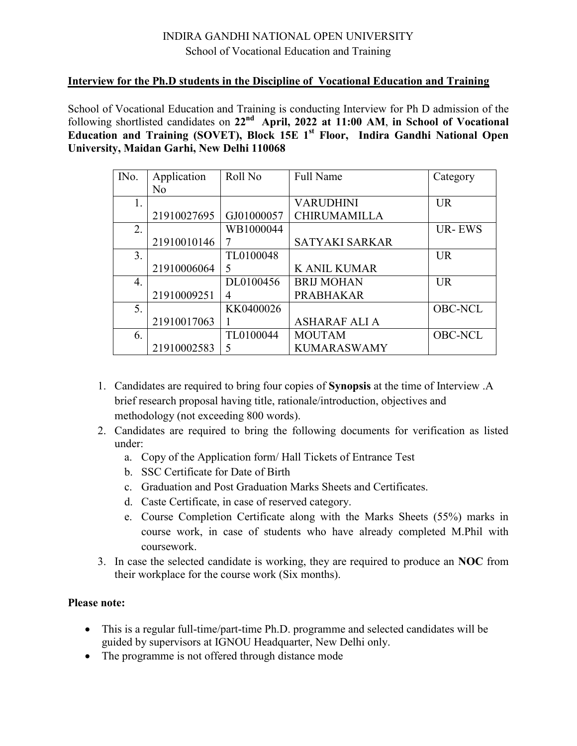INDIRA GANDHI NATIONAL OPEN UNIVERSITY

School of Vocational Education and Training

**Interview for the Ph.D students in the Discipline of Vocational Education and Training**

School of Vocational Education and Training is conducting Interview for Ph D admission of the following shortlisted candidates on **22nd April, 2022 at 11:00 AM**, **in School of Vocational Education and Training (SOVET), Block 15E 1st Floor, Indira Gandhi National Open University, Maidan Garhi, New Delhi 110068**

| INo. | Application No | Roll No | Full Name | Category |
|---|---|---|---|---|
| 1. | 21910027695 | GJ01000057 | VARUDHINI CHIRUMAMILLA | UR |
| 2. | 21910010146 | WB10000447 | SATYAKI SARKAR | UR- EWS |
| 3. | 21910006064 | TL01000485 | K ANIL KUMAR | UR |
| 4. | 21910009251 | DL01004564 | BRIJ MOHAN PRABHAKAR | UR |
| 5. | 21910017063 | KK04000261 | ASHARAF ALI A | OBC-NCL |
| 6. | 21910002583 | TL01000445 | MOUTAM KUMARASWAMY | OBC-NCL |

1. Candidates are required to bring four copies of **Synopsis** at the time of Interview .A brief research proposal having title, rationale/introduction, objectives and methodology (not exceeding 800 words).
2. Candidates are required to bring the following documents for verification as listed under:
   a. Copy of the Application form/ Hall Tickets of Entrance Test
   b. SSC Certificate for Date of Birth
   c. Graduation and Post Graduation Marks Sheets and Certificates.
   d. Caste Certificate, in case of reserved category.
   e. Course Completion Certificate along with the Marks Sheets (55%) marks in course work, in case of students who have already completed M.Phil with coursework.
3. In case the selected candidate is working, they are required to produce an **NOC** from their workplace for the course work (Six months).

**Please note:**

- This is a regular full-time/part-time Ph.D. programme and selected candidates will be guided by supervisors at IGNOU Headquarter, New Delhi only.
- The programme is not offered through distance mode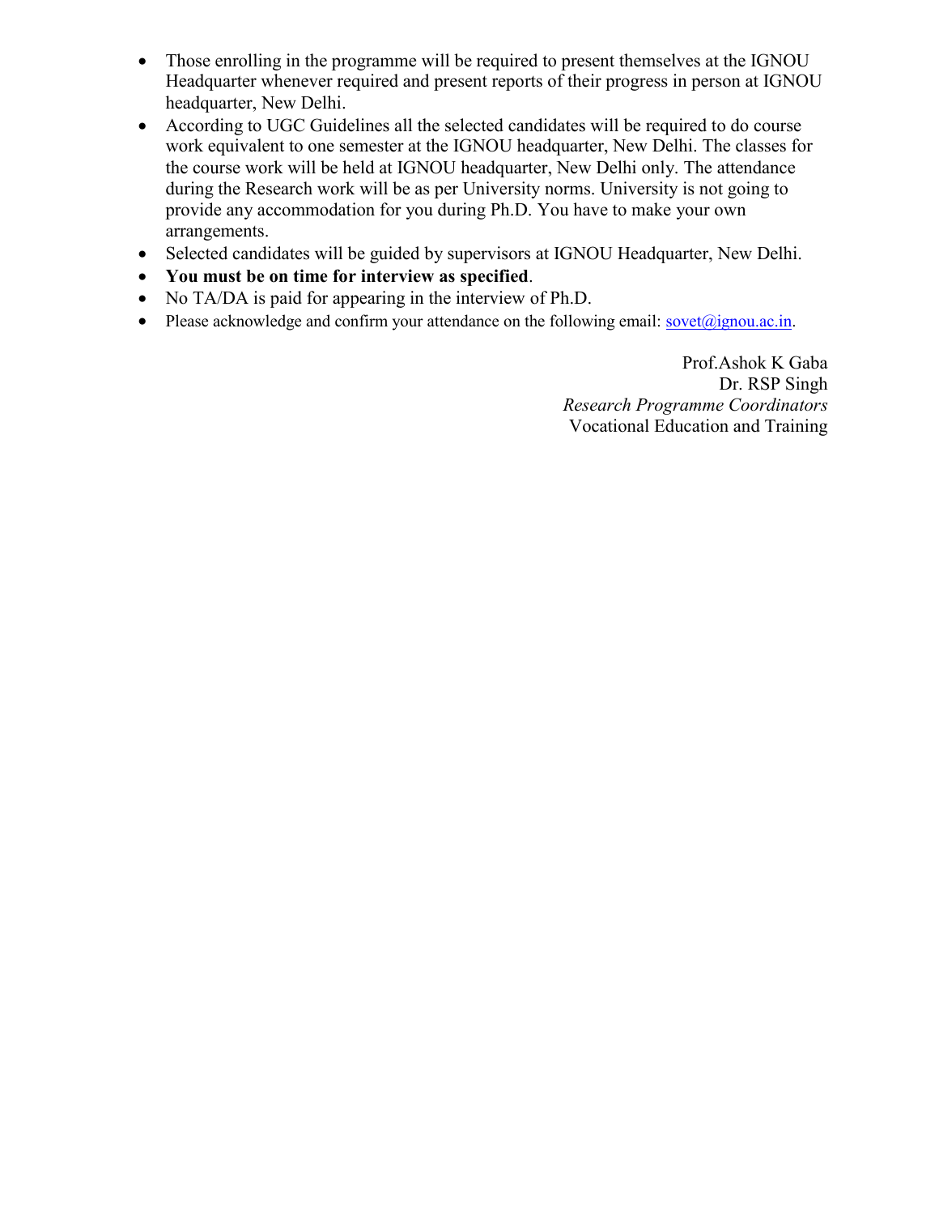- Those enrolling in the programme will be required to present themselves at the IGNOU Headquarter whenever required and present reports of their progress in person at IGNOU headquarter, New Delhi.
- According to UGC Guidelines all the selected candidates will be required to do course work equivalent to one semester at the IGNOU headquarter, New Delhi. The classes for the course work will be held at IGNOU headquarter, New Delhi only. The attendance during the Research work will be as per University norms. University is not going to provide any accommodation for you during Ph.D. You have to make your own arrangements.
- Selected candidates will be guided by supervisors at IGNOU Headquarter, New Delhi.
- **You must be on time for interview as specified**.
- No TA/DA is paid for appearing in the interview of Ph.D.
- Please acknowledge and confirm your attendance on the following email: sovet@ignou.ac.in.

Prof.Ashok K Gaba
Dr. RSP Singh
*Research Programme Coordinators*
Vocational Education and Training